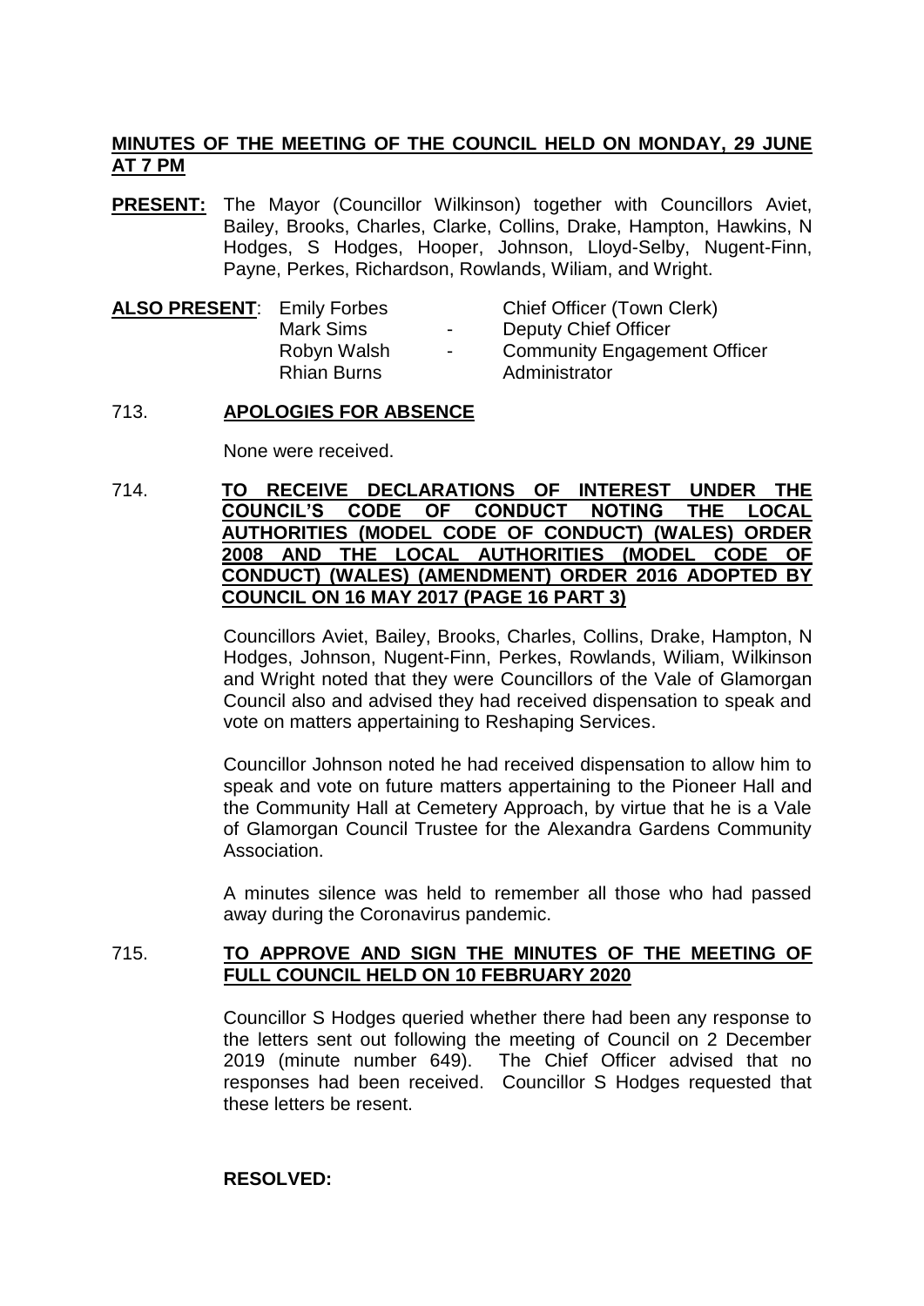**MINUTES OF THE MEETING OF THE COUNCIL HELD ON MONDAY, 29 JUNE AT 7 PM**

**PRESENT:** The Mayor (Councillor Wilkinson) together with Councillors Aviet, Bailey, Brooks, Charles, Clarke, Collins, Drake, Hampton, Hawkins, N Hodges, S Hodges, Hooper, Johnson, Lloyd-Selby, Nugent-Finn, Payne, Perkes, Richardson, Rowlands, Wiliam, and Wright.

**ALSO PRESENT**:

| | | |
|---|---|---|
| Emily Forbes | | Chief Officer (Town Clerk) |
| Mark Sims | - | Deputy Chief Officer |
| Robyn Walsh | - | Community Engagement Officer |
| Rhian Burns | | Administrator |

713. **APOLOGIES FOR ABSENCE**

None were received.

714. **TO RECEIVE DECLARATIONS OF INTEREST UNDER THE COUNCIL'S CODE OF CONDUCT NOTING THE LOCAL AUTHORITIES (MODEL CODE OF CONDUCT) (WALES) ORDER 2008 AND THE LOCAL AUTHORITIES (MODEL CODE OF CONDUCT) (WALES) (AMENDMENT) ORDER 2016 ADOPTED BY COUNCIL ON 16 MAY 2017 (PAGE 16 PART 3)**

Councillors Aviet, Bailey, Brooks, Charles, Collins, Drake, Hampton, N Hodges, Johnson, Nugent-Finn, Perkes, Rowlands, Wiliam, Wilkinson and Wright noted that they were Councillors of the Vale of Glamorgan Council also and advised they had received dispensation to speak and vote on matters appertaining to Reshaping Services.

Councillor Johnson noted he had received dispensation to allow him to speak and vote on future matters appertaining to the Pioneer Hall and the Community Hall at Cemetery Approach, by virtue that he is a Vale of Glamorgan Council Trustee for the Alexandra Gardens Community Association.

A minutes silence was held to remember all those who had passed away during the Coronavirus pandemic.

715. **TO APPROVE AND SIGN THE MINUTES OF THE MEETING OF FULL COUNCIL HELD ON 10 FEBRUARY 2020**

Councillor S Hodges queried whether there had been any response to the letters sent out following the meeting of Council on 2 December 2019 (minute number 649). The Chief Officer advised that no responses had been received. Councillor S Hodges requested that these letters be resent.

**RESOLVED:**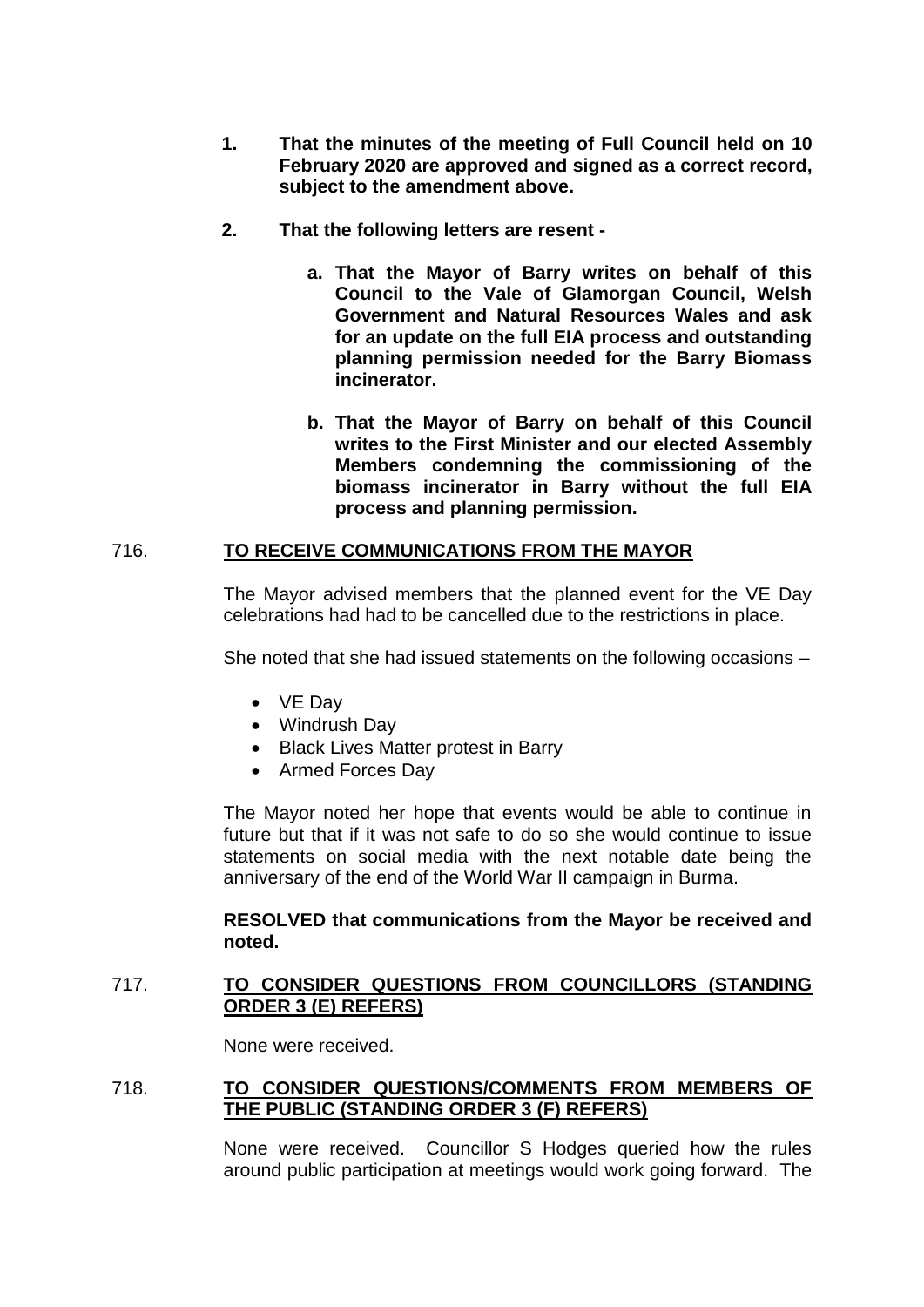1. **That the minutes of the meeting of Full Council held on 10 February 2020 are approved and signed as a correct record, subject to the amendment above.**

2. **That the following letters are resent -**

   a. **That the Mayor of Barry writes on behalf of this Council to the Vale of Glamorgan Council, Welsh Government and Natural Resources Wales and ask for an update on the full EIA process and outstanding planning permission needed for the Barry Biomass incinerator.**

   b. **That the Mayor of Barry on behalf of this Council writes to the First Minister and our elected Assembly Members condemning the commissioning of the biomass incinerator in Barry without the full EIA process and planning permission.**

## 716. TO RECEIVE COMMUNICATIONS FROM THE MAYOR

The Mayor advised members that the planned event for the VE Day celebrations had had to be cancelled due to the restrictions in place.

She noted that she had issued statements on the following occasions –

- VE Day
- Windrush Day
- Black Lives Matter protest in Barry
- Armed Forces Day

The Mayor noted her hope that events would be able to continue in future but that if it was not safe to do so she would continue to issue statements on social media with the next notable date being the anniversary of the end of the World War II campaign in Burma.

**RESOLVED that communications from the Mayor be received and noted.**

## 717. TO CONSIDER QUESTIONS FROM COUNCILLORS (STANDING ORDER 3 (E) REFERS)

None were received.

## 718. TO CONSIDER QUESTIONS/COMMENTS FROM MEMBERS OF THE PUBLIC (STANDING ORDER 3 (F) REFERS)

None were received. Councillor S Hodges queried how the rules around public participation at meetings would work going forward. The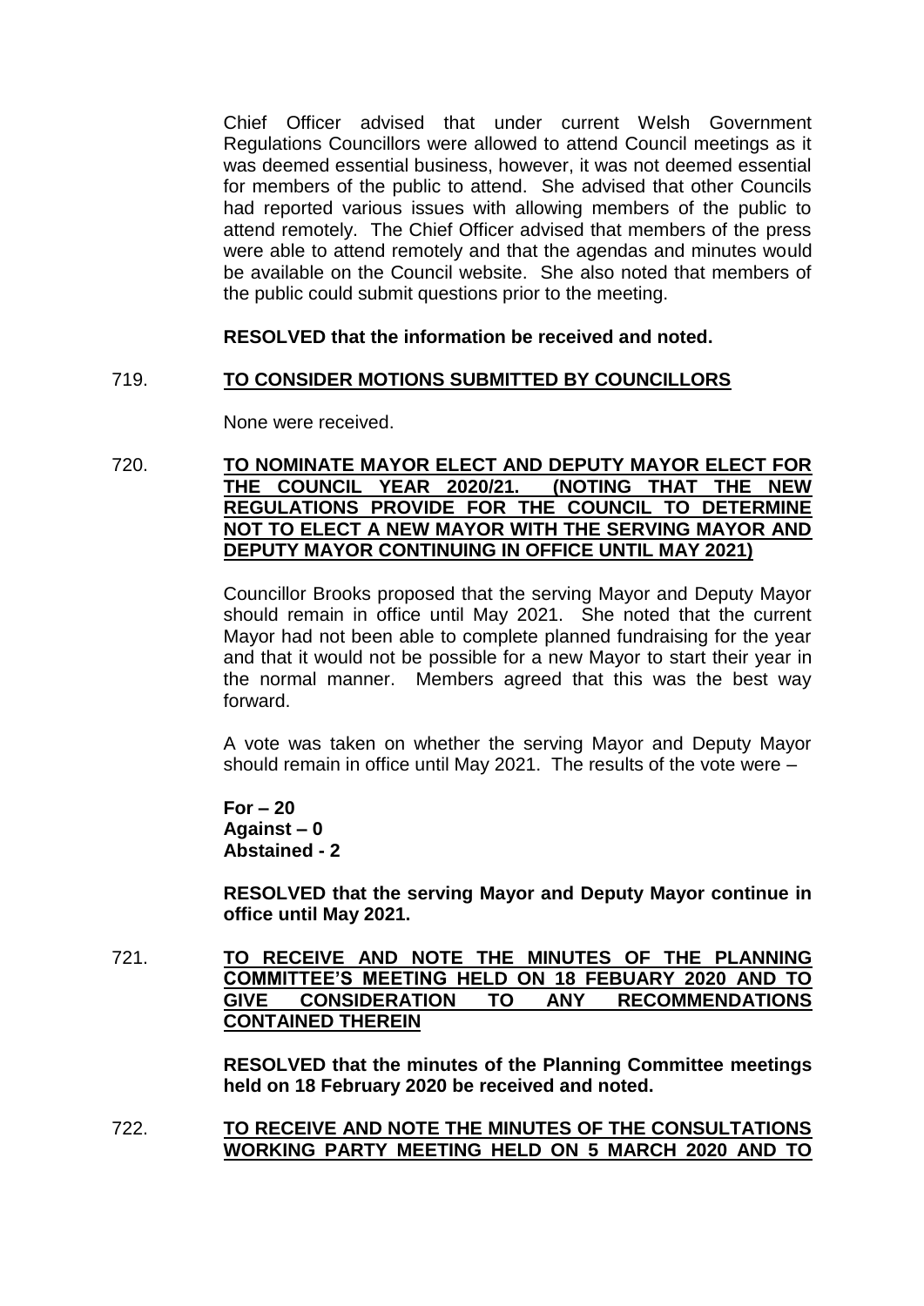Chief Officer advised that under current Welsh Government Regulations Councillors were allowed to attend Council meetings as it was deemed essential business, however, it was not deemed essential for members of the public to attend. She advised that other Councils had reported various issues with allowing members of the public to attend remotely. The Chief Officer advised that members of the press were able to attend remotely and that the agendas and minutes would be available on the Council website. She also noted that members of the public could submit questions prior to the meeting.

**RESOLVED that the information be received and noted.**

719. **TO CONSIDER MOTIONS SUBMITTED BY COUNCILLORS**

None were received.

720. **TO NOMINATE MAYOR ELECT AND DEPUTY MAYOR ELECT FOR THE COUNCIL YEAR 2020/21. (NOTING THAT THE NEW REGULATIONS PROVIDE FOR THE COUNCIL TO DETERMINE NOT TO ELECT A NEW MAYOR WITH THE SERVING MAYOR AND DEPUTY MAYOR CONTINUING IN OFFICE UNTIL MAY 2021)**

Councillor Brooks proposed that the serving Mayor and Deputy Mayor should remain in office until May 2021. She noted that the current Mayor had not been able to complete planned fundraising for the year and that it would not be possible for a new Mayor to start their year in the normal manner. Members agreed that this was the best way forward.

A vote was taken on whether the serving Mayor and Deputy Mayor should remain in office until May 2021. The results of the vote were –

**For – 20**
**Against – 0**
**Abstained - 2**

**RESOLVED that the serving Mayor and Deputy Mayor continue in office until May 2021.**

721. **TO RECEIVE AND NOTE THE MINUTES OF THE PLANNING COMMITTEE'S MEETING HELD ON 18 FEBUARY 2020 AND TO GIVE CONSIDERATION TO ANY RECOMMENDATIONS CONTAINED THEREIN**

**RESOLVED that the minutes of the Planning Committee meetings held on 18 February 2020 be received and noted.**

722. **TO RECEIVE AND NOTE THE MINUTES OF THE CONSULTATIONS WORKING PARTY MEETING HELD ON 5 MARCH 2020 AND TO**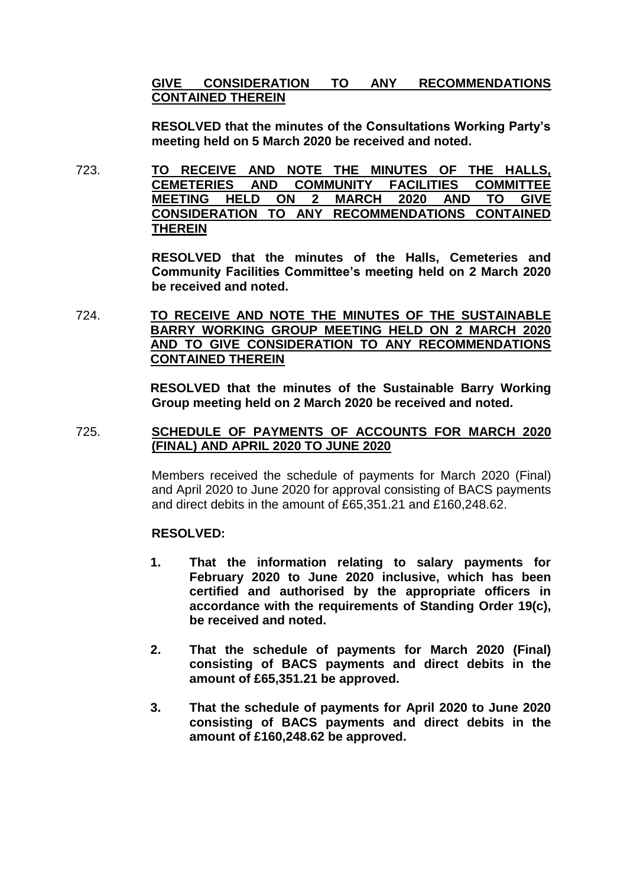**GIVE CONSIDERATION TO ANY RECOMMENDATIONS CONTAINED THEREIN**

**RESOLVED that the minutes of the Consultations Working Party's meeting held on 5 March 2020 be received and noted.**

723. **TO RECEIVE AND NOTE THE MINUTES OF THE HALLS, CEMETERIES AND COMMUNITY FACILITIES COMMITTEE MEETING HELD ON 2 MARCH 2020 AND TO GIVE CONSIDERATION TO ANY RECOMMENDATIONS CONTAINED THEREIN**

**RESOLVED that the minutes of the Halls, Cemeteries and Community Facilities Committee's meeting held on 2 March 2020 be received and noted.**

724. **TO RECEIVE AND NOTE THE MINUTES OF THE SUSTAINABLE BARRY WORKING GROUP MEETING HELD ON 2 MARCH 2020 AND TO GIVE CONSIDERATION TO ANY RECOMMENDATIONS CONTAINED THEREIN**

**RESOLVED that the minutes of the Sustainable Barry Working Group meeting held on 2 March 2020 be received and noted.**

725. **SCHEDULE OF PAYMENTS OF ACCOUNTS FOR MARCH 2020 (FINAL) AND APRIL 2020 TO JUNE 2020**

Members received the schedule of payments for March 2020 (Final) and April 2020 to June 2020 for approval consisting of BACS payments and direct debits in the amount of £65,351.21 and £160,248.62.

**RESOLVED:**

1. **That the information relating to salary payments for February 2020 to June 2020 inclusive, which has been certified and authorised by the appropriate officers in accordance with the requirements of Standing Order 19(c), be received and noted.**

2. **That the schedule of payments for March 2020 (Final) consisting of BACS payments and direct debits in the amount of £65,351.21 be approved.**

3. **That the schedule of payments for April 2020 to June 2020 consisting of BACS payments and direct debits in the amount of £160,248.62 be approved.**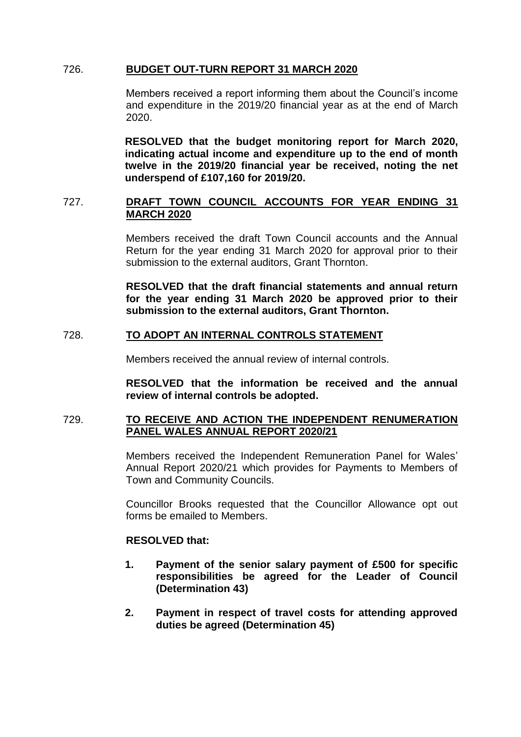726. **<u>BUDGET OUT-TURN REPORT 31 MARCH 2020</u>**

Members received a report informing them about the Council's income and expenditure in the 2019/20 financial year as at the end of March 2020.

**RESOLVED that the budget monitoring report for March 2020, indicating actual income and expenditure up to the end of month twelve in the 2019/20 financial year be received, noting the net underspend of £107,160 for 2019/20.**

727. **<u>DRAFT TOWN COUNCIL ACCOUNTS FOR YEAR ENDING 31 MARCH 2020</u>**

Members received the draft Town Council accounts and the Annual Return for the year ending 31 March 2020 for approval prior to their submission to the external auditors, Grant Thornton.

**RESOLVED that the draft financial statements and annual return for the year ending 31 March 2020 be approved prior to their submission to the external auditors, Grant Thornton.**

728. **<u>TO ADOPT AN INTERNAL CONTROLS STATEMENT</u>**

Members received the annual review of internal controls.

**RESOLVED that the information be received and the annual review of internal controls be adopted.**

729. **<u>TO RECEIVE AND ACTION THE INDEPENDENT RENUMERATION PANEL WALES ANNUAL REPORT 2020/21</u>**

Members received the Independent Remuneration Panel for Wales' Annual Report 2020/21 which provides for Payments to Members of Town and Community Councils.

Councillor Brooks requested that the Councillor Allowance opt out forms be emailed to Members.

**RESOLVED that:**

1. **Payment of the senior salary payment of £500 for specific responsibilities be agreed for the Leader of Council (Determination 43)**

2. **Payment in respect of travel costs for attending approved duties be agreed (Determination 45)**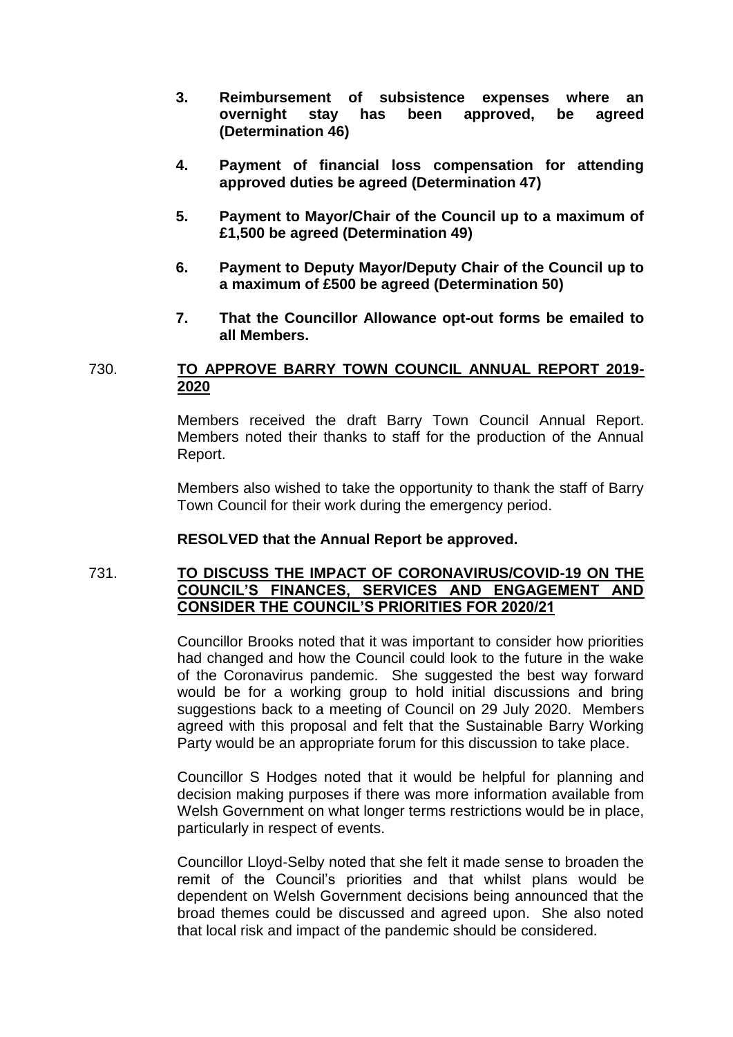3. **Reimbursement of subsistence expenses where an overnight stay has been approved, be agreed (Determination 46)**

4. **Payment of financial loss compensation for attending approved duties be agreed (Determination 47)**

5. **Payment to Mayor/Chair of the Council up to a maximum of £1,500 be agreed (Determination 49)**

6. **Payment to Deputy Mayor/Deputy Chair of the Council up to a maximum of £500 be agreed (Determination 50)**

7. **That the Councillor Allowance opt-out forms be emailed to all Members.**

730. **TO APPROVE BARRY TOWN COUNCIL ANNUAL REPORT 2019-2020**

Members received the draft Barry Town Council Annual Report. Members noted their thanks to staff for the production of the Annual Report.

Members also wished to take the opportunity to thank the staff of Barry Town Council for their work during the emergency period.

**RESOLVED that the Annual Report be approved.**

731. **TO DISCUSS THE IMPACT OF CORONAVIRUS/COVID-19 ON THE COUNCIL'S FINANCES, SERVICES AND ENGAGEMENT AND CONSIDER THE COUNCIL'S PRIORITIES FOR 2020/21**

Councillor Brooks noted that it was important to consider how priorities had changed and how the Council could look to the future in the wake of the Coronavirus pandemic. She suggested the best way forward would be for a working group to hold initial discussions and bring suggestions back to a meeting of Council on 29 July 2020. Members agreed with this proposal and felt that the Sustainable Barry Working Party would be an appropriate forum for this discussion to take place.

Councillor S Hodges noted that it would be helpful for planning and decision making purposes if there was more information available from Welsh Government on what longer terms restrictions would be in place, particularly in respect of events.

Councillor Lloyd-Selby noted that she felt it made sense to broaden the remit of the Council's priorities and that whilst plans would be dependent on Welsh Government decisions being announced that the broad themes could be discussed and agreed upon. She also noted that local risk and impact of the pandemic should be considered.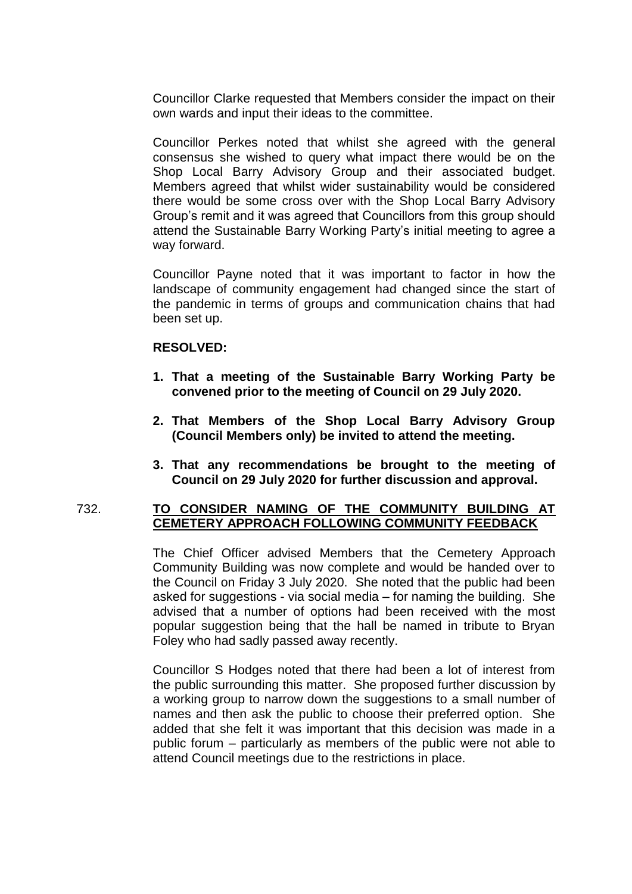Councillor Clarke requested that Members consider the impact on their own wards and input their ideas to the committee.

Councillor Perkes noted that whilst she agreed with the general consensus she wished to query what impact there would be on the Shop Local Barry Advisory Group and their associated budget. Members agreed that whilst wider sustainability would be considered there would be some cross over with the Shop Local Barry Advisory Group's remit and it was agreed that Councillors from this group should attend the Sustainable Barry Working Party's initial meeting to agree a way forward.

Councillor Payne noted that it was important to factor in how the landscape of community engagement had changed since the start of the pandemic in terms of groups and communication chains that had been set up.

**RESOLVED:**

1. **That a meeting of the Sustainable Barry Working Party be convened prior to the meeting of Council on 29 July 2020.**
2. **That Members of the Shop Local Barry Advisory Group (Council Members only) be invited to attend the meeting.**
3. **That any recommendations be brought to the meeting of Council on 29 July 2020 for further discussion and approval.**

732. **TO CONSIDER NAMING OF THE COMMUNITY BUILDING AT CEMETERY APPROACH FOLLOWING COMMUNITY FEEDBACK**

The Chief Officer advised Members that the Cemetery Approach Community Building was now complete and would be handed over to the Council on Friday 3 July 2020. She noted that the public had been asked for suggestions - via social media – for naming the building. She advised that a number of options had been received with the most popular suggestion being that the hall be named in tribute to Bryan Foley who had sadly passed away recently.

Councillor S Hodges noted that there had been a lot of interest from the public surrounding this matter. She proposed further discussion by a working group to narrow down the suggestions to a small number of names and then ask the public to choose their preferred option. She added that she felt it was important that this decision was made in a public forum – particularly as members of the public were not able to attend Council meetings due to the restrictions in place.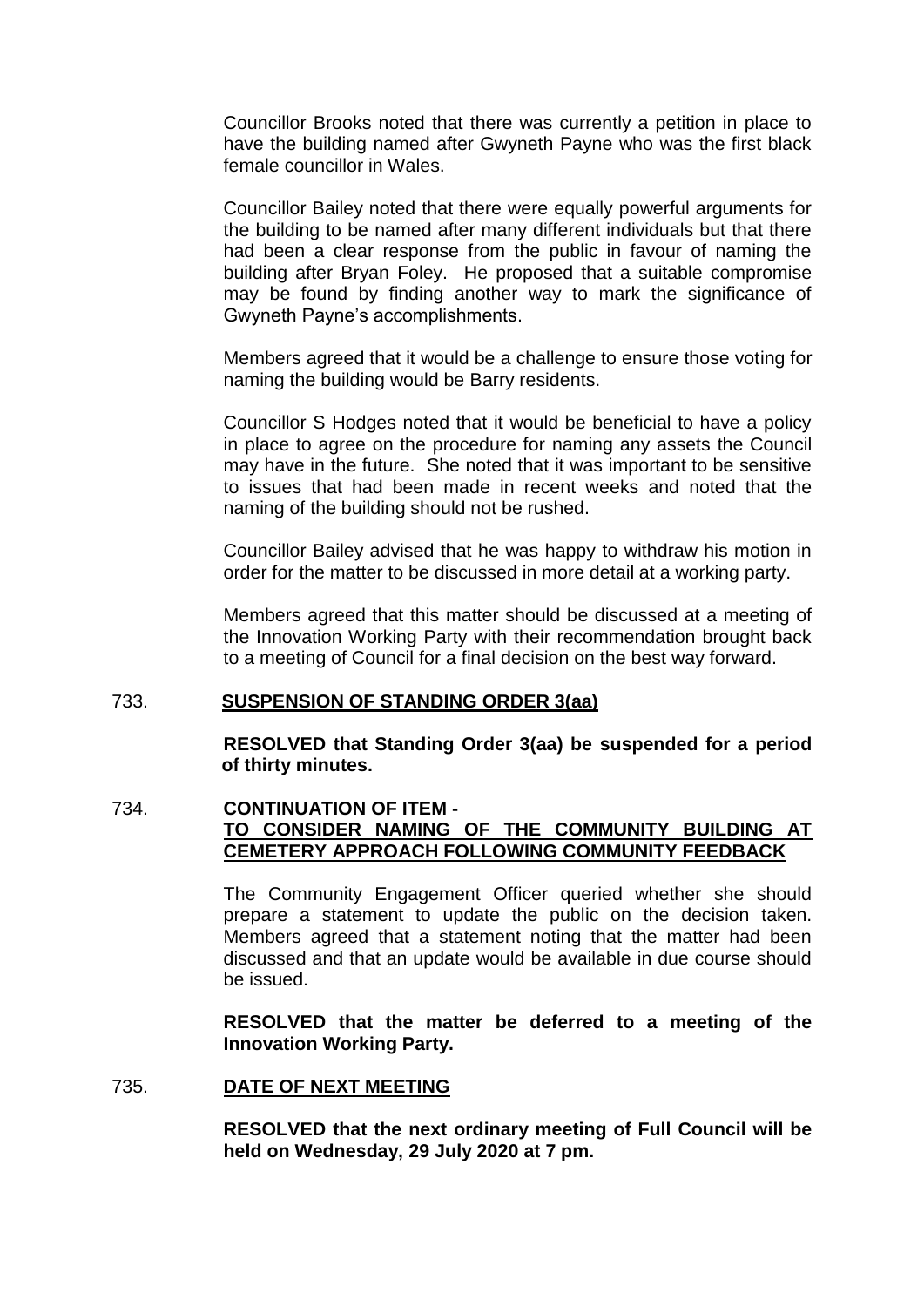Councillor Brooks noted that there was currently a petition in place to have the building named after Gwyneth Payne who was the first black female councillor in Wales.

Councillor Bailey noted that there were equally powerful arguments for the building to be named after many different individuals but that there had been a clear response from the public in favour of naming the building after Bryan Foley. He proposed that a suitable compromise may be found by finding another way to mark the significance of Gwyneth Payne's accomplishments.

Members agreed that it would be a challenge to ensure those voting for naming the building would be Barry residents.

Councillor S Hodges noted that it would be beneficial to have a policy in place to agree on the procedure for naming any assets the Council may have in the future. She noted that it was important to be sensitive to issues that had been made in recent weeks and noted that the naming of the building should not be rushed.

Councillor Bailey advised that he was happy to withdraw his motion in order for the matter to be discussed in more detail at a working party.

Members agreed that this matter should be discussed at a meeting of the Innovation Working Party with their recommendation brought back to a meeting of Council for a final decision on the best way forward.

733. **SUSPENSION OF STANDING ORDER 3(aa)**

**RESOLVED that Standing Order 3(aa) be suspended for a period of thirty minutes.**

734. **CONTINUATION OF ITEM - TO CONSIDER NAMING OF THE COMMUNITY BUILDING AT CEMETERY APPROACH FOLLOWING COMMUNITY FEEDBACK**

The Community Engagement Officer queried whether she should prepare a statement to update the public on the decision taken. Members agreed that a statement noting that the matter had been discussed and that an update would be available in due course should be issued.

**RESOLVED that the matter be deferred to a meeting of the Innovation Working Party.**

735. **DATE OF NEXT MEETING**

**RESOLVED that the next ordinary meeting of Full Council will be held on Wednesday, 29 July 2020 at 7 pm.**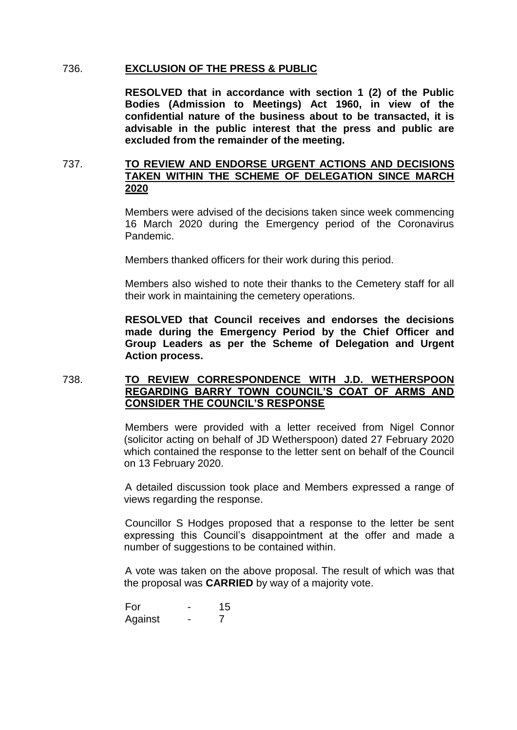736. **EXCLUSION OF THE PRESS & PUBLIC**

**RESOLVED that in accordance with section 1 (2) of the Public Bodies (Admission to Meetings) Act 1960, in view of the confidential nature of the business about to be transacted, it is advisable in the public interest that the press and public are excluded from the remainder of the meeting.**

737. **TO REVIEW AND ENDORSE URGENT ACTIONS AND DECISIONS TAKEN WITHIN THE SCHEME OF DELEGATION SINCE MARCH 2020**

Members were advised of the decisions taken since week commencing 16 March 2020 during the Emergency period of the Coronavirus Pandemic.

Members thanked officers for their work during this period.

Members also wished to note their thanks to the Cemetery staff for all their work in maintaining the cemetery operations.

**RESOLVED that Council receives and endorses the decisions made during the Emergency Period by the Chief Officer and Group Leaders as per the Scheme of Delegation and Urgent Action process.**

738. **TO REVIEW CORRESPONDENCE WITH J.D. WETHERSPOON REGARDING BARRY TOWN COUNCIL'S COAT OF ARMS AND CONSIDER THE COUNCIL'S RESPONSE**

Members were provided with a letter received from Nigel Connor (solicitor acting on behalf of JD Wetherspoon) dated 27 February 2020 which contained the response to the letter sent on behalf of the Council on 13 February 2020.

A detailed discussion took place and Members expressed a range of views regarding the response.

Councillor S Hodges proposed that a response to the letter be sent expressing this Council's disappointment at the offer and made a number of suggestions to be contained within.

A vote was taken on the above proposal. The result of which was that the proposal was **CARRIED** by way of a majority vote.

For - 15
Against - 7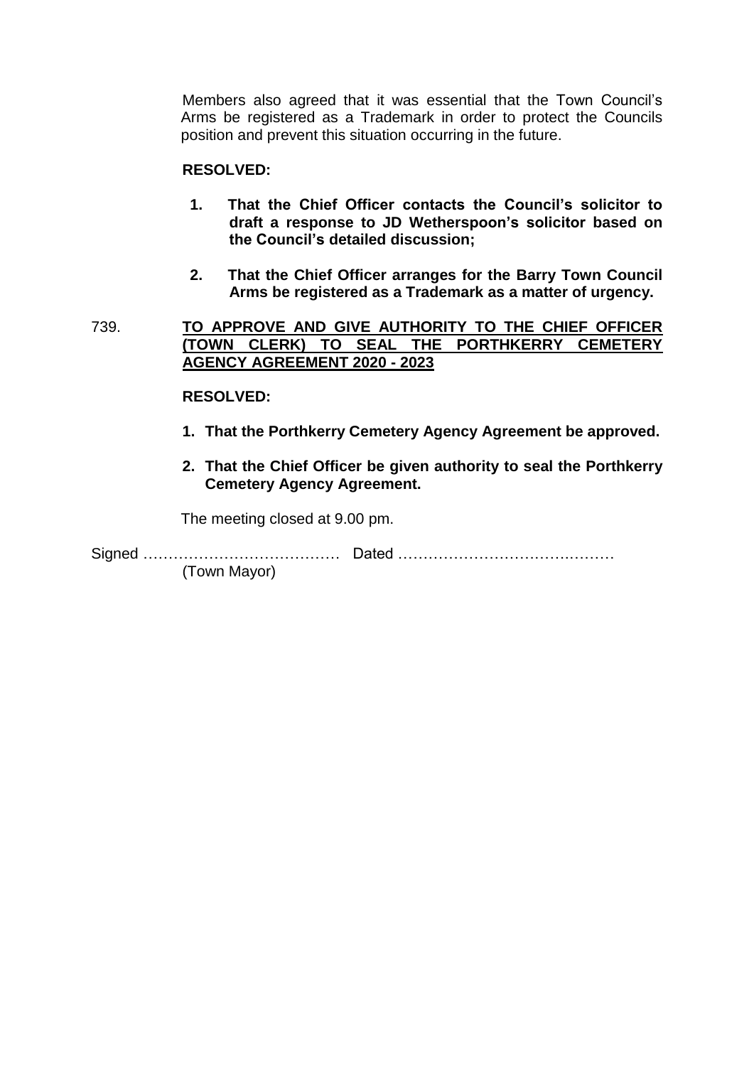Members also agreed that it was essential that the Town Council's Arms be registered as a Trademark in order to protect the Councils position and prevent this situation occurring in the future.

**RESOLVED:**

1. **That the Chief Officer contacts the Council's solicitor to draft a response to JD Wetherspoon's solicitor based on the Council's detailed discussion;**

2. **That the Chief Officer arranges for the Barry Town Council Arms be registered as a Trademark as a matter of urgency.**

739. **<u>TO APPROVE AND GIVE AUTHORITY TO THE CHIEF OFFICER (TOWN CLERK) TO SEAL THE PORTHKERRY CEMETERY AGENCY AGREEMENT 2020 - 2023</u>**

**RESOLVED:**

1. **That the Porthkerry Cemetery Agency Agreement be approved.**

2. **That the Chief Officer be given authority to seal the Porthkerry Cemetery Agency Agreement.**

The meeting closed at 9.00 pm.

Signed ………………………………… Dated ……………………………………
(Town Mayor)